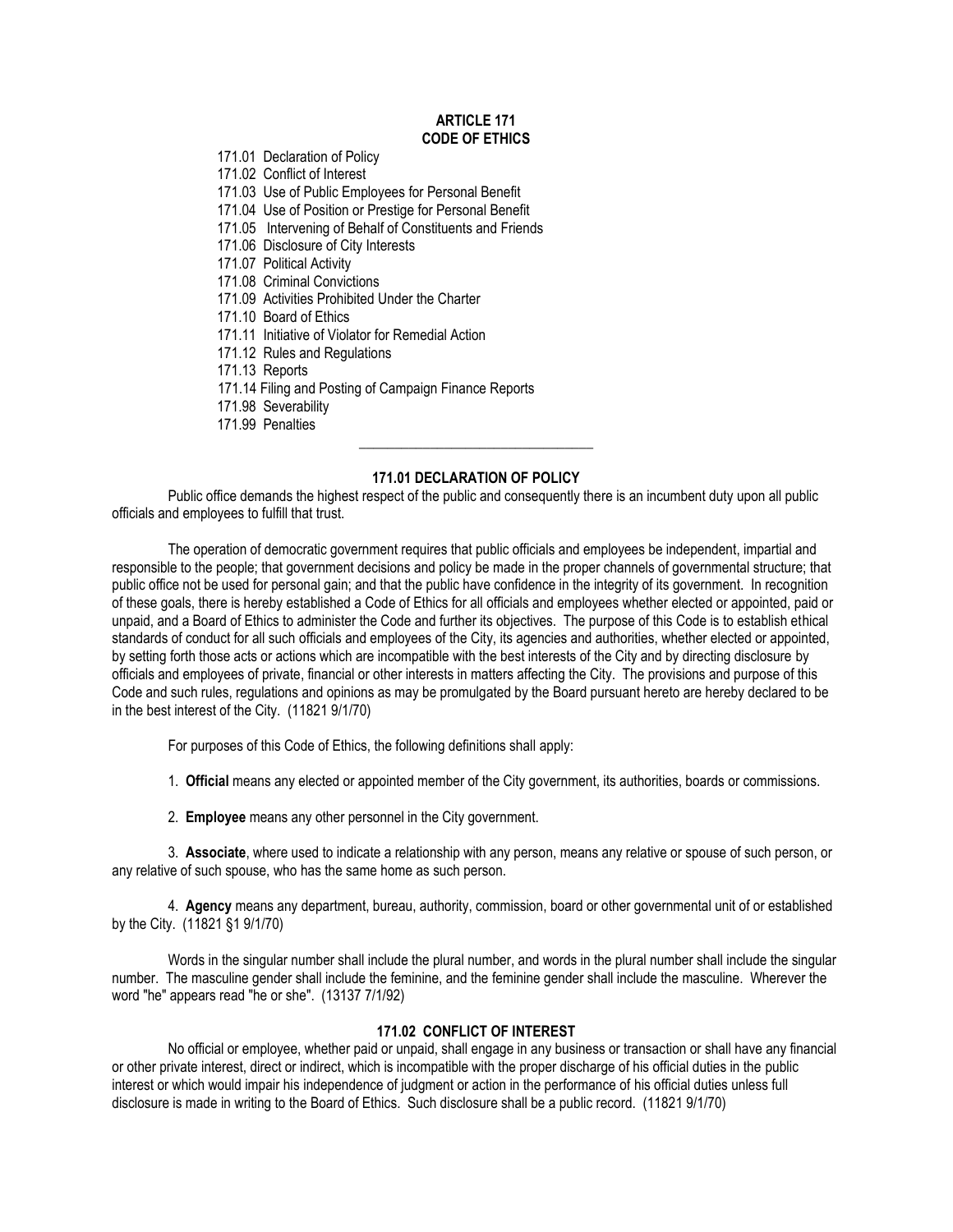# ARTICLE 171
# CODE OF ETHICS

171.01 Declaration of Policy
171.02 Conflict of Interest
171.03 Use of Public Employees for Personal Benefit
171.04 Use of Position or Prestige for Personal Benefit
171.05 Intervening of Behalf of Constituents and Friends
171.06 Disclosure of City Interests
171.07 Political Activity
171.08 Criminal Convictions
171.09 Activities Prohibited Under the Charter
171.10 Board of Ethics
171.11 Initiative of Violator for Remedial Action
171.12 Rules and Regulations
171.13 Reports
171.14 Filing and Posting of Campaign Finance Reports
171.98 Severability
171.99 Penalties

---

### 171.01 DECLARATION OF POLICY

Public office demands the highest respect of the public and consequently there is an incumbent duty upon all public officials and employees to fulfill that trust.

The operation of democratic government requires that public officials and employees be independent, impartial and responsible to the people; that government decisions and policy be made in the proper channels of governmental structure; that public office not be used for personal gain; and that the public have confidence in the integrity of its government. In recognition of these goals, there is hereby established a Code of Ethics for all officials and employees whether elected or appointed, paid or unpaid, and a Board of Ethics to administer the Code and further its objectives. The purpose of this Code is to establish ethical standards of conduct for all such officials and employees of the City, its agencies and authorities, whether elected or appointed, by setting forth those acts or actions which are incompatible with the best interests of the City and by directing disclosure by officials and employees of private, financial or other interests in matters affecting the City. The provisions and purpose of this Code and such rules, regulations and opinions as may be promulgated by the Board pursuant hereto are hereby declared to be in the best interest of the City. (11821 9/1/70)

For purposes of this Code of Ethics, the following definitions shall apply:

1. **Official** means any elected or appointed member of the City government, its authorities, boards or commissions.

2. **Employee** means any other personnel in the City government.

3. **Associate**, where used to indicate a relationship with any person, means any relative or spouse of such person, or any relative of such spouse, who has the same home as such person.

4. **Agency** means any department, bureau, authority, commission, board or other governmental unit of or established by the City. (11821 §1 9/1/70)

Words in the singular number shall include the plural number, and words in the plural number shall include the singular number. The masculine gender shall include the feminine, and the feminine gender shall include the masculine. Wherever the word "he" appears read "he or she". (13137 7/1/92)

### 171.02 CONFLICT OF INTEREST

No official or employee, whether paid or unpaid, shall engage in any business or transaction or shall have any financial or other private interest, direct or indirect, which is incompatible with the proper discharge of his official duties in the public interest or which would impair his independence of judgment or action in the performance of his official duties unless full disclosure is made in writing to the Board of Ethics. Such disclosure shall be a public record. (11821 9/1/70)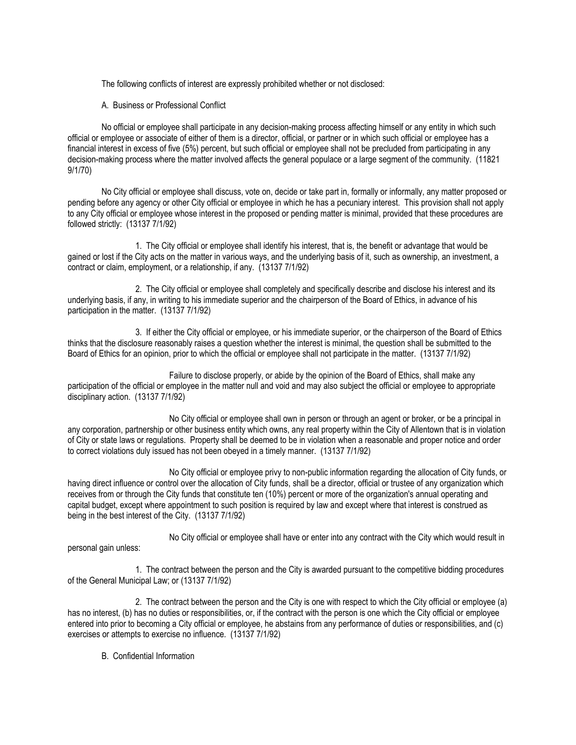The following conflicts of interest are expressly prohibited whether or not disclosed:

A. Business or Professional Conflict

No official or employee shall participate in any decision-making process affecting himself or any entity in which such official or employee or associate of either of them is a director, official, or partner or in which such official or employee has a financial interest in excess of five (5%) percent, but such official or employee shall not be precluded from participating in any decision-making process where the matter involved affects the general populace or a large segment of the community. (11821 9/1/70)

No City official or employee shall discuss, vote on, decide or take part in, formally or informally, any matter proposed or pending before any agency or other City official or employee in which he has a pecuniary interest. This provision shall not apply to any City official or employee whose interest in the proposed or pending matter is minimal, provided that these procedures are followed strictly: (13137 7/1/92)

1. The City official or employee shall identify his interest, that is, the benefit or advantage that would be gained or lost if the City acts on the matter in various ways, and the underlying basis of it, such as ownership, an investment, a contract or claim, employment, or a relationship, if any. (13137 7/1/92)

2. The City official or employee shall completely and specifically describe and disclose his interest and its underlying basis, if any, in writing to his immediate superior and the chairperson of the Board of Ethics, in advance of his participation in the matter. (13137 7/1/92)

3. If either the City official or employee, or his immediate superior, or the chairperson of the Board of Ethics thinks that the disclosure reasonably raises a question whether the interest is minimal, the question shall be submitted to the Board of Ethics for an opinion, prior to which the official or employee shall not participate in the matter. (13137 7/1/92)

Failure to disclose properly, or abide by the opinion of the Board of Ethics, shall make any participation of the official or employee in the matter null and void and may also subject the official or employee to appropriate disciplinary action. (13137 7/1/92)

No City official or employee shall own in person or through an agent or broker, or be a principal in any corporation, partnership or other business entity which owns, any real property within the City of Allentown that is in violation of City or state laws or regulations. Property shall be deemed to be in violation when a reasonable and proper notice and order to correct violations duly issued has not been obeyed in a timely manner. (13137 7/1/92)

No City official or employee privy to non-public information regarding the allocation of City funds, or having direct influence or control over the allocation of City funds, shall be a director, official or trustee of any organization which receives from or through the City funds that constitute ten (10%) percent or more of the organization's annual operating and capital budget, except where appointment to such position is required by law and except where that interest is construed as being in the best interest of the City. (13137 7/1/92)

No City official or employee shall have or enter into any contract with the City which would result in personal gain unless:

1. The contract between the person and the City is awarded pursuant to the competitive bidding procedures of the General Municipal Law; or (13137 7/1/92)

2. The contract between the person and the City is one with respect to which the City official or employee (a) has no interest, (b) has no duties or responsibilities, or, if the contract with the person is one which the City official or employee entered into prior to becoming a City official or employee, he abstains from any performance of duties or responsibilities, and (c) exercises or attempts to exercise no influence. (13137 7/1/92)

B. Confidential Information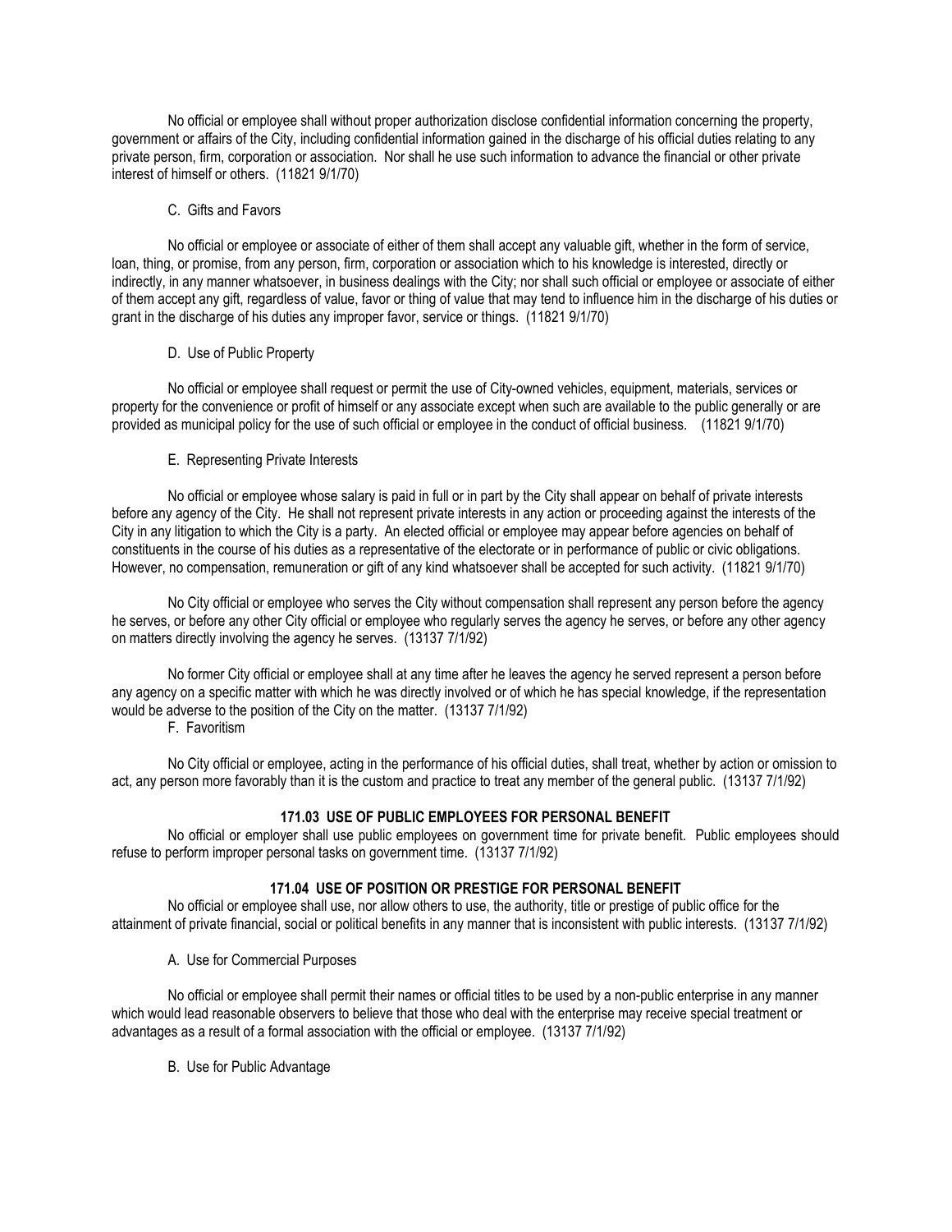No official or employee shall without proper authorization disclose confidential information concerning the property, government or affairs of the City, including confidential information gained in the discharge of his official duties relating to any private person, firm, corporation or association. Nor shall he use such information to advance the financial or other private interest of himself or others. (11821 9/1/70)

C. Gifts and Favors

No official or employee or associate of either of them shall accept any valuable gift, whether in the form of service, loan, thing, or promise, from any person, firm, corporation or association which to his knowledge is interested, directly or indirectly, in any manner whatsoever, in business dealings with the City; nor shall such official or employee or associate of either of them accept any gift, regardless of value, favor or thing of value that may tend to influence him in the discharge of his duties or grant in the discharge of his duties any improper favor, service or things. (11821 9/1/70)

D. Use of Public Property

No official or employee shall request or permit the use of City-owned vehicles, equipment, materials, services or property for the convenience or profit of himself or any associate except when such are available to the public generally or are provided as municipal policy for the use of such official or employee in the conduct of official business. (11821 9/1/70)

E. Representing Private Interests

No official or employee whose salary is paid in full or in part by the City shall appear on behalf of private interests before any agency of the City. He shall not represent private interests in any action or proceeding against the interests of the City in any litigation to which the City is a party. An elected official or employee may appear before agencies on behalf of constituents in the course of his duties as a representative of the electorate or in performance of public or civic obligations. However, no compensation, remuneration or gift of any kind whatsoever shall be accepted for such activity. (11821 9/1/70)

No City official or employee who serves the City without compensation shall represent any person before the agency he serves, or before any other City official or employee who regularly serves the agency he serves, or before any other agency on matters directly involving the agency he serves. (13137 7/1/92)

No former City official or employee shall at any time after he leaves the agency he served represent a person before any agency on a specific matter with which he was directly involved or of which he has special knowledge, if the representation would be adverse to the position of the City on the matter. (13137 7/1/92)

F. Favoritism

No City official or employee, acting in the performance of his official duties, shall treat, whether by action or omission to act, any person more favorably than it is the custom and practice to treat any member of the general public. (13137 7/1/92)

### 171.03 USE OF PUBLIC EMPLOYEES FOR PERSONAL BENEFIT

No official or employer shall use public employees on government time for private benefit. Public employees should refuse to perform improper personal tasks on government time. (13137 7/1/92)

### 171.04 USE OF POSITION OR PRESTIGE FOR PERSONAL BENEFIT

No official or employee shall use, nor allow others to use, the authority, title or prestige of public office for the attainment of private financial, social or political benefits in any manner that is inconsistent with public interests. (13137 7/1/92)

A. Use for Commercial Purposes

No official or employee shall permit their names or official titles to be used by a non-public enterprise in any manner which would lead reasonable observers to believe that those who deal with the enterprise may receive special treatment or advantages as a result of a formal association with the official or employee. (13137 7/1/92)

B. Use for Public Advantage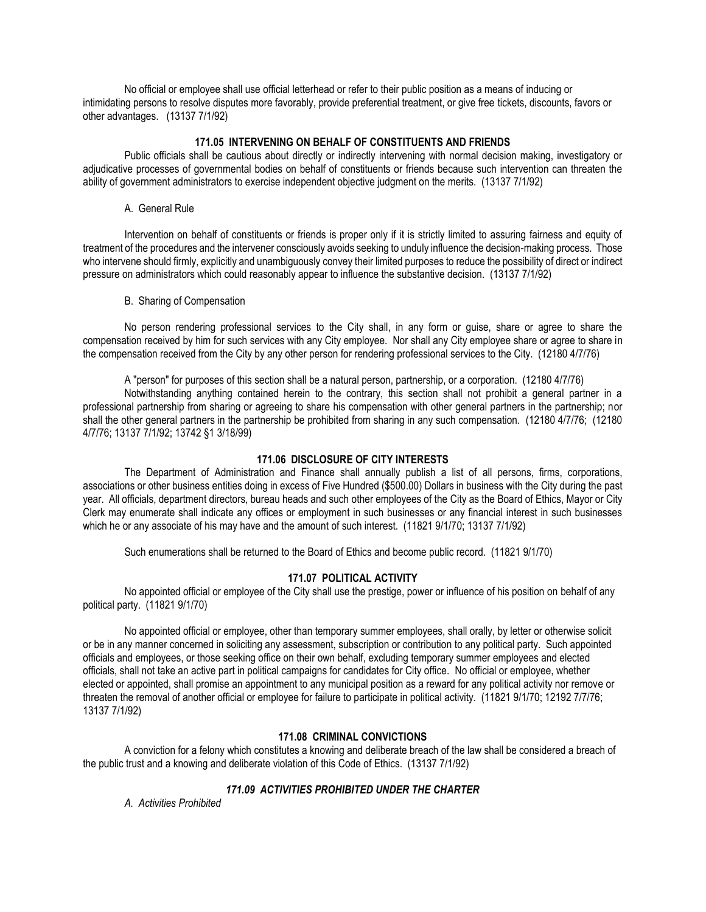No official or employee shall use official letterhead or refer to their public position as a means of inducing or intimidating persons to resolve disputes more favorably, provide preferential treatment, or give free tickets, discounts, favors or other advantages. (13137 7/1/92)

### 171.05 INTERVENING ON BEHALF OF CONSTITUENTS AND FRIENDS

Public officials shall be cautious about directly or indirectly intervening with normal decision making, investigatory or adjudicative processes of governmental bodies on behalf of constituents or friends because such intervention can threaten the ability of government administrators to exercise independent objective judgment on the merits. (13137 7/1/92)

A. General Rule

Intervention on behalf of constituents or friends is proper only if it is strictly limited to assuring fairness and equity of treatment of the procedures and the intervener consciously avoids seeking to unduly influence the decision-making process. Those who intervene should firmly, explicitly and unambiguously convey their limited purposes to reduce the possibility of direct or indirect pressure on administrators which could reasonably appear to influence the substantive decision. (13137 7/1/92)

B. Sharing of Compensation

No person rendering professional services to the City shall, in any form or guise, share or agree to share the compensation received by him for such services with any City employee. Nor shall any City employee share or agree to share in the compensation received from the City by any other person for rendering professional services to the City. (12180 4/7/76)

A "person" for purposes of this section shall be a natural person, partnership, or a corporation. (12180 4/7/76)

Notwithstanding anything contained herein to the contrary, this section shall not prohibit a general partner in a professional partnership from sharing or agreeing to share his compensation with other general partners in the partnership; nor shall the other general partners in the partnership be prohibited from sharing in any such compensation. (12180 4/7/76; (12180 4/7/76; 13137 7/1/92; 13742 §1 3/18/99)

### 171.06 DISCLOSURE OF CITY INTERESTS

The Department of Administration and Finance shall annually publish a list of all persons, firms, corporations, associations or other business entities doing in excess of Five Hundred ($500.00) Dollars in business with the City during the past year. All officials, department directors, bureau heads and such other employees of the City as the Board of Ethics, Mayor or City Clerk may enumerate shall indicate any offices or employment in such businesses or any financial interest in such businesses which he or any associate of his may have and the amount of such interest. (11821 9/1/70; 13137 7/1/92)

Such enumerations shall be returned to the Board of Ethics and become public record. (11821 9/1/70)

### 171.07 POLITICAL ACTIVITY

No appointed official or employee of the City shall use the prestige, power or influence of his position on behalf of any political party. (11821 9/1/70)

No appointed official or employee, other than temporary summer employees, shall orally, by letter or otherwise solicit or be in any manner concerned in soliciting any assessment, subscription or contribution to any political party. Such appointed officials and employees, or those seeking office on their own behalf, excluding temporary summer employees and elected officials, shall not take an active part in political campaigns for candidates for City office. No official or employee, whether elected or appointed, shall promise an appointment to any municipal position as a reward for any political activity nor remove or threaten the removal of another official or employee for failure to participate in political activity. (11821 9/1/70; 12192 7/7/76; 13137 7/1/92)

### 171.08 CRIMINAL CONVICTIONS

A conviction for a felony which constitutes a knowing and deliberate breach of the law shall be considered a breach of the public trust and a knowing and deliberate violation of this Code of Ethics. (13137 7/1/92)

### *171.09 ACTIVITIES PROHIBITED UNDER THE CHARTER*

*A. Activities Prohibited*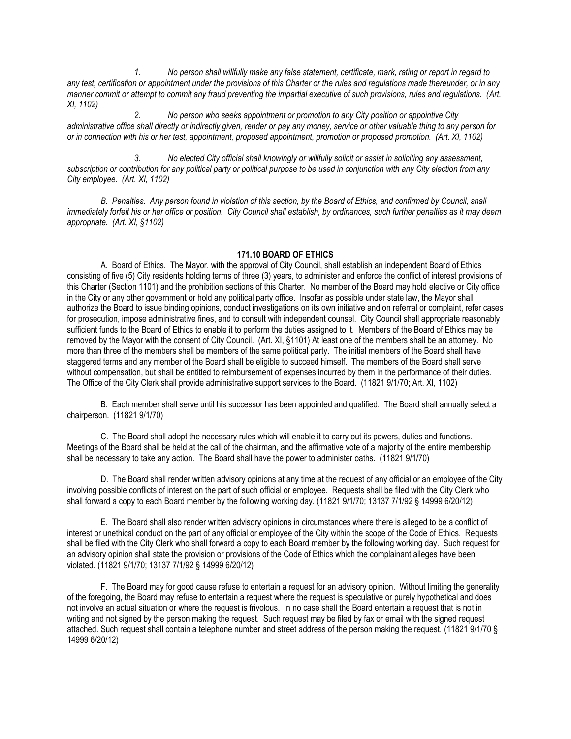*1. No person shall willfully make any false statement, certificate, mark, rating or report in regard to any test, certification or appointment under the provisions of this Charter or the rules and regulations made thereunder, or in any manner commit or attempt to commit any fraud preventing the impartial executive of such provisions, rules and regulations. (Art. XI, 1102)*

*2. No person who seeks appointment or promotion to any City position or appointive City administrative office shall directly or indirectly given, render or pay any money, service or other valuable thing to any person for or in connection with his or her test, appointment, proposed appointment, promotion or proposed promotion. (Art. XI, 1102)*

*3. No elected City official shall knowingly or willfully solicit or assist in soliciting any assessment, subscription or contribution for any political party or political purpose to be used in conjunction with any City election from any City employee. (Art. XI, 1102)*

*B. Penalties. Any person found in violation of this section, by the Board of Ethics, and confirmed by Council, shall immediately forfeit his or her office or position. City Council shall establish, by ordinances, such further penalties as it may deem appropriate. (Art. XI, §1102)*

## 171.10 BOARD OF ETHICS

A. Board of Ethics. The Mayor, with the approval of City Council, shall establish an independent Board of Ethics consisting of five (5) City residents holding terms of three (3) years, to administer and enforce the conflict of interest provisions of this Charter (Section 1101) and the prohibition sections of this Charter. No member of the Board may hold elective or City office in the City or any other government or hold any political party office. Insofar as possible under state law, the Mayor shall authorize the Board to issue binding opinions, conduct investigations on its own initiative and on referral or complaint, refer cases for prosecution, impose administrative fines, and to consult with independent counsel. City Council shall appropriate reasonably sufficient funds to the Board of Ethics to enable it to perform the duties assigned to it. Members of the Board of Ethics may be removed by the Mayor with the consent of City Council. (Art. XI, §1101) At least one of the members shall be an attorney. No more than three of the members shall be members of the same political party. The initial members of the Board shall have staggered terms and any member of the Board shall be eligible to succeed himself. The members of the Board shall serve without compensation, but shall be entitled to reimbursement of expenses incurred by them in the performance of their duties. The Office of the City Clerk shall provide administrative support services to the Board. (11821 9/1/70; Art. XI, 1102)

B. Each member shall serve until his successor has been appointed and qualified. The Board shall annually select a chairperson. (11821 9/1/70)

C. The Board shall adopt the necessary rules which will enable it to carry out its powers, duties and functions. Meetings of the Board shall be held at the call of the chairman, and the affirmative vote of a majority of the entire membership shall be necessary to take any action. The Board shall have the power to administer oaths. (11821 9/1/70)

D. The Board shall render written advisory opinions at any time at the request of any official or an employee of the City involving possible conflicts of interest on the part of such official or employee. Requests shall be filed with the City Clerk who shall forward a copy to each Board member by the following working day. (11821 9/1/70; 13137 7/1/92 § 14999 6/20/12)

E. The Board shall also render written advisory opinions in circumstances where there is alleged to be a conflict of interest or unethical conduct on the part of any official or employee of the City within the scope of the Code of Ethics. Requests shall be filed with the City Clerk who shall forward a copy to each Board member by the following working day. Such request for an advisory opinion shall state the provision or provisions of the Code of Ethics which the complainant alleges have been violated. (11821 9/1/70; 13137 7/1/92 § 14999 6/20/12)

F. The Board may for good cause refuse to entertain a request for an advisory opinion. Without limiting the generality of the foregoing, the Board may refuse to entertain a request where the request is speculative or purely hypothetical and does not involve an actual situation or where the request is frivolous. In no case shall the Board entertain a request that is not in writing and not signed by the person making the request. Such request may be filed by fax or email with the signed request attached. Such request shall contain a telephone number and street address of the person making the request. (11821 9/1/70 § 14999 6/20/12)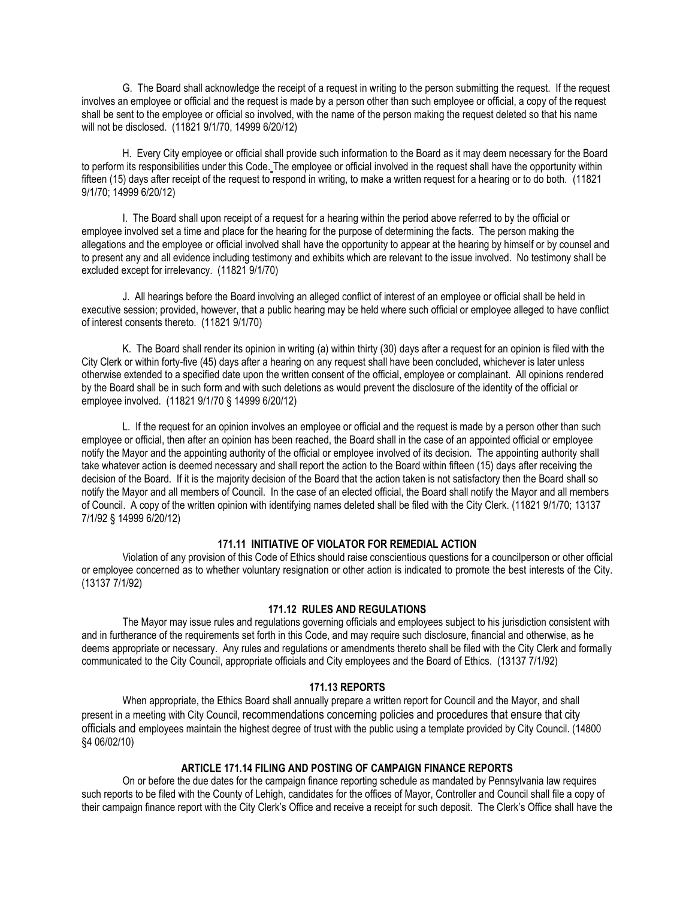G. The Board shall acknowledge the receipt of a request in writing to the person submitting the request. If the request involves an employee or official and the request is made by a person other than such employee or official, a copy of the request shall be sent to the employee or official so involved, with the name of the person making the request deleted so that his name will not be disclosed. (11821 9/1/70, 14999 6/20/12)

H. Every City employee or official shall provide such information to the Board as it may deem necessary for the Board to perform its responsibilities under this Code. The employee or official involved in the request shall have the opportunity within fifteen (15) days after receipt of the request to respond in writing, to make a written request for a hearing or to do both. (11821 9/1/70; 14999 6/20/12)

I. The Board shall upon receipt of a request for a hearing within the period above referred to by the official or employee involved set a time and place for the hearing for the purpose of determining the facts. The person making the allegations and the employee or official involved shall have the opportunity to appear at the hearing by himself or by counsel and to present any and all evidence including testimony and exhibits which are relevant to the issue involved. No testimony shall be excluded except for irrelevancy. (11821 9/1/70)

J. All hearings before the Board involving an alleged conflict of interest of an employee or official shall be held in executive session; provided, however, that a public hearing may be held where such official or employee alleged to have conflict of interest consents thereto. (11821 9/1/70)

K. The Board shall render its opinion in writing (a) within thirty (30) days after a request for an opinion is filed with the City Clerk or within forty-five (45) days after a hearing on any request shall have been concluded, whichever is later unless otherwise extended to a specified date upon the written consent of the official, employee or complainant. All opinions rendered by the Board shall be in such form and with such deletions as would prevent the disclosure of the identity of the official or employee involved. (11821 9/1/70 § 14999 6/20/12)

L. If the request for an opinion involves an employee or official and the request is made by a person other than such employee or official, then after an opinion has been reached, the Board shall in the case of an appointed official or employee notify the Mayor and the appointing authority of the official or employee involved of its decision. The appointing authority shall take whatever action is deemed necessary and shall report the action to the Board within fifteen (15) days after receiving the decision of the Board. If it is the majority decision of the Board that the action taken is not satisfactory then the Board shall so notify the Mayor and all members of Council. In the case of an elected official, the Board shall notify the Mayor and all members of Council. A copy of the written opinion with identifying names deleted shall be filed with the City Clerk. (11821 9/1/70; 13137 7/1/92 § 14999 6/20/12)

### 171.11 INITIATIVE OF VIOLATOR FOR REMEDIAL ACTION

Violation of any provision of this Code of Ethics should raise conscientious questions for a councilperson or other official or employee concerned as to whether voluntary resignation or other action is indicated to promote the best interests of the City. (13137 7/1/92)

### 171.12 RULES AND REGULATIONS

The Mayor may issue rules and regulations governing officials and employees subject to his jurisdiction consistent with and in furtherance of the requirements set forth in this Code, and may require such disclosure, financial and otherwise, as he deems appropriate or necessary. Any rules and regulations or amendments thereto shall be filed with the City Clerk and formally communicated to the City Council, appropriate officials and City employees and the Board of Ethics. (13137 7/1/92)

### 171.13 REPORTS

When appropriate, the Ethics Board shall annually prepare a written report for Council and the Mayor, and shall present in a meeting with City Council, recommendations concerning policies and procedures that ensure that city officials and employees maintain the highest degree of trust with the public using a template provided by City Council. (14800 §4 06/02/10)

### ARTICLE 171.14 FILING AND POSTING OF CAMPAIGN FINANCE REPORTS

On or before the due dates for the campaign finance reporting schedule as mandated by Pennsylvania law requires such reports to be filed with the County of Lehigh, candidates for the offices of Mayor, Controller and Council shall file a copy of their campaign finance report with the City Clerk's Office and receive a receipt for such deposit. The Clerk's Office shall have the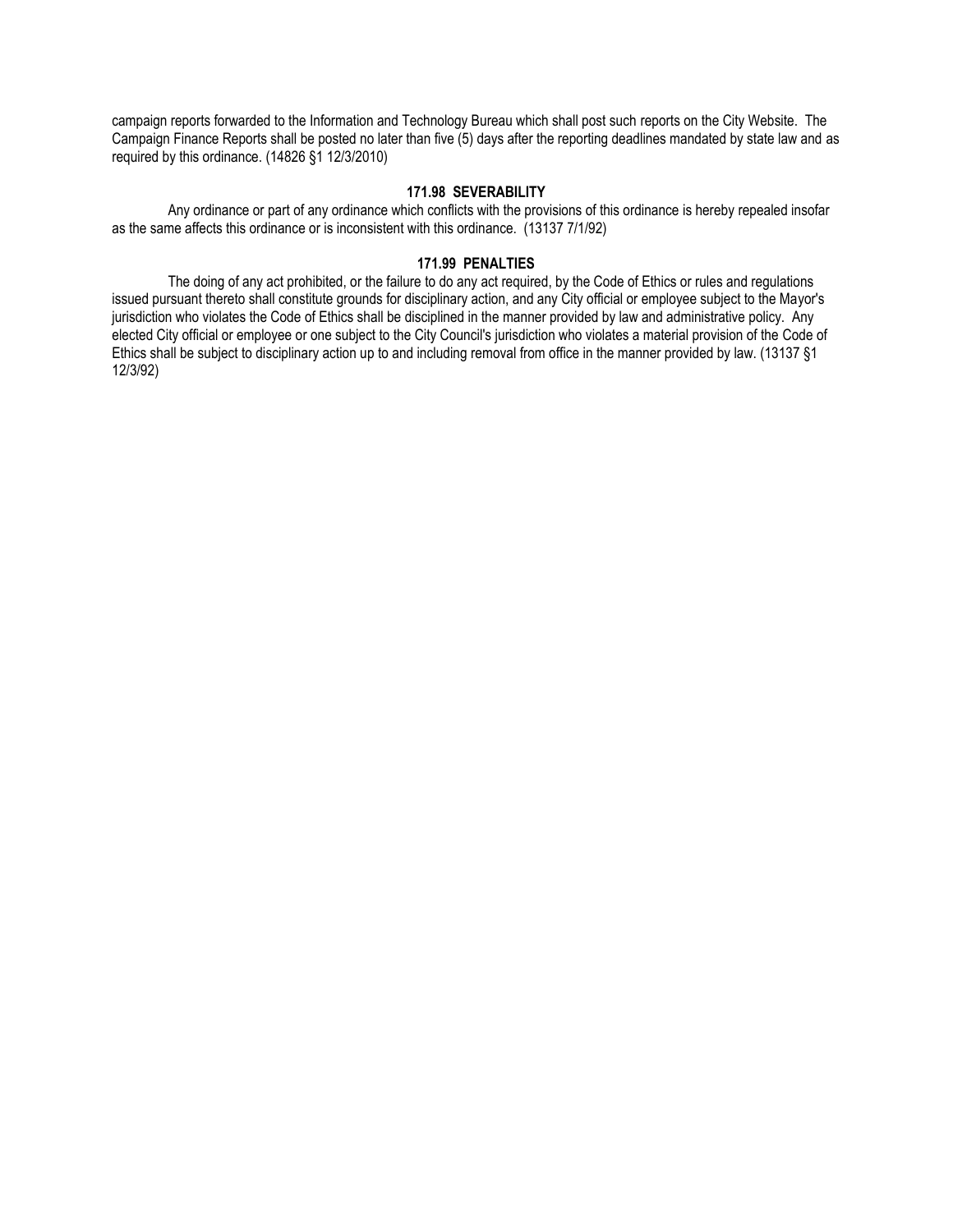campaign reports forwarded to the Information and Technology Bureau which shall post such reports on the City Website. The Campaign Finance Reports shall be posted no later than five (5) days after the reporting deadlines mandated by state law and as required by this ordinance. (14826 §1 12/3/2010)

### 171.98 SEVERABILITY

Any ordinance or part of any ordinance which conflicts with the provisions of this ordinance is hereby repealed insofar as the same affects this ordinance or is inconsistent with this ordinance. (13137 7/1/92)

### 171.99 PENALTIES

The doing of any act prohibited, or the failure to do any act required, by the Code of Ethics or rules and regulations issued pursuant thereto shall constitute grounds for disciplinary action, and any City official or employee subject to the Mayor's jurisdiction who violates the Code of Ethics shall be disciplined in the manner provided by law and administrative policy. Any elected City official or employee or one subject to the City Council's jurisdiction who violates a material provision of the Code of Ethics shall be subject to disciplinary action up to and including removal from office in the manner provided by law. (13137 §1 12/3/92)